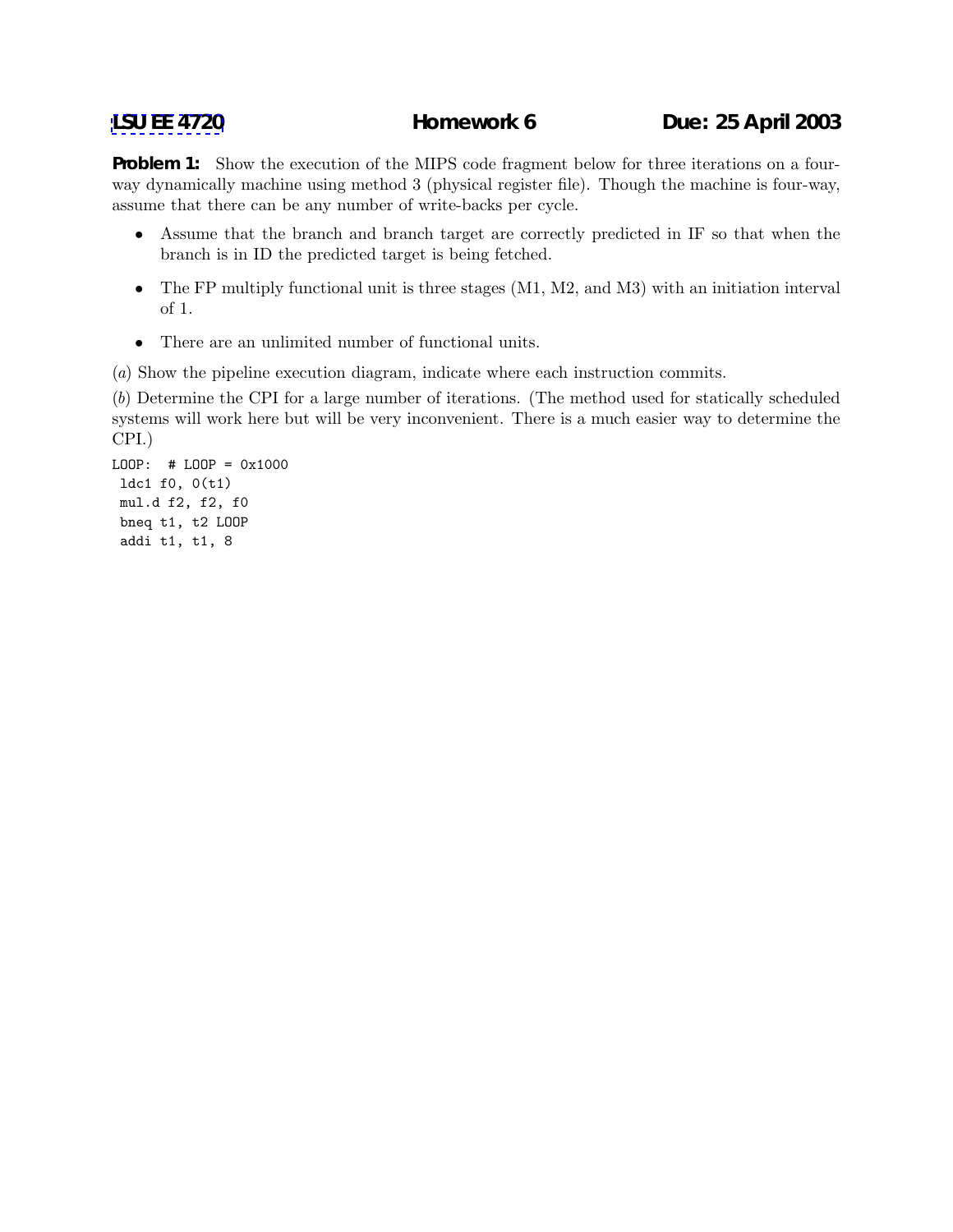**LSU EE 4720** **Homework 6** **Due: 25 April 2003**

**Problem 1:** Show the execution of the MIPS code fragment below for three iterations on a four-way dynamically machine using method 3 (physical register file). Though the machine is four-way, assume that there can be any number of write-backs per cycle.

- Assume that the branch and branch target are correctly predicted in IF so that when the branch is in ID the predicted target is being fetched.
- The FP multiply functional unit is three stages (M1, M2, and M3) with an initiation interval of 1.
- There are an unlimited number of functional units.

(*a*) Show the pipeline execution diagram, indicate where each instruction commits.

(*b*) Determine the CPI for a large number of iterations. (The method used for statically scheduled systems will work here but will be very inconvenient. There is a much easier way to determine the CPI.)

```
LOOP:  # LOOP = 0x1000
 ldc1 f0, 0(t1)
 mul.d f2, f2, f0
 bneq t1, t2 LOOP
 addi t1, t1, 8
```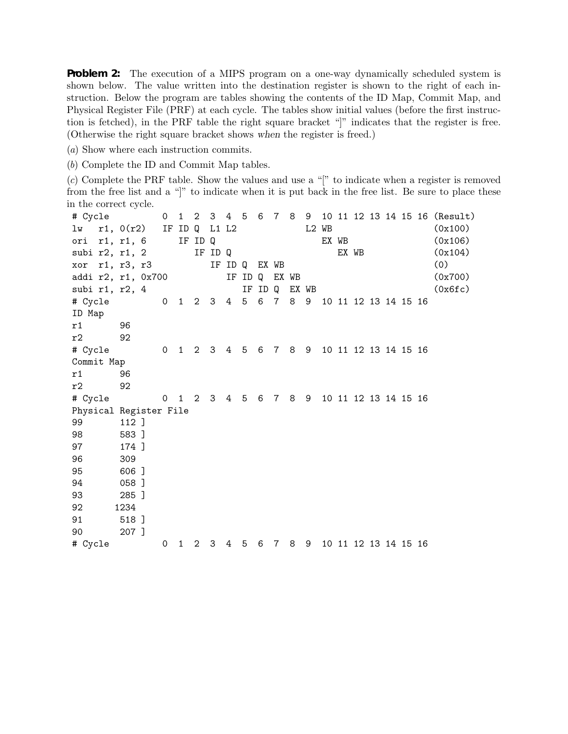**Problem 2:** The execution of a MIPS program on a one-way dynamically scheduled system is shown below. The value written into the destination register is shown to the right of each instruction. Below the program are tables showing the contents of the ID Map, Commit Map, and Physical Register File (PRF) at each cycle. The tables show initial values (before the first instruction is fetched), in the PRF table the right square bracket "]" indicates that the register is free. (Otherwise the right square bracket shows *when* the register is freed.)

(*a*) Show where each instruction commits.

(*b*) Complete the ID and Commit Map tables.

(*c*) Complete the PRF table. Show the values and use a "[" to indicate when a register is removed from the free list and a "]" to indicate when it is put back in the free list. Be sure to place these in the correct cycle.

| # Cycle | 0 | 1 | 2 | 3 | 4 | 5 | 6 | 7 | 8 | 9 | 10 | 11 | 12 | 13 | 14 | 15 | 16 | (Result) |
|---|---|---|---|---|---|---|---|---|---|---|---|---|---|---|---|---|---|---|
| lw r1, 0(r2) | IF | ID | Q | L1 | L2 | | | | | L2 | WB | | | | | | | (0x100) |
| ori r1, r1, 6 | | IF | ID | Q | | | | | | | EX | WB | | | | | | (0x106) |
| subi r2, r1, 2 | | | IF | ID | Q | | | | | | | EX | WB | | | | | (0x104) |
| xor r1, r3, r3 | | | | IF | ID | Q | EX | WB | | | | | | | | | | (0) |
| addi r2, r1, 0x700 | | | | | IF | ID | Q | EX | WB | | | | | | | | | (0x700) |
| subi r1, r2, 4 | | | | | | IF | ID | Q | EX | WB | | | | | | | | (0x6fc) |

| # Cycle | | 0 | 1 | 2 | 3 | 4 | 5 | 6 | 7 | 8 | 9 | 10 | 11 | 12 | 13 | 14 | 15 | 16 |
|---|---|---|---|---|---|---|---|---|---|---|---|---|---|---|---|---|---|---|
| ID Map | | | | | | | | | | | | | | | | | | |
| r1 | 96 | | | | | | | | | | | | | | | | | |
| r2 | 92 | | | | | | | | | | | | | | | | | |

| # Cycle | | 0 | 1 | 2 | 3 | 4 | 5 | 6 | 7 | 8 | 9 | 10 | 11 | 12 | 13 | 14 | 15 | 16 |
|---|---|---|---|---|---|---|---|---|---|---|---|---|---|---|---|---|---|---|
| Commit Map | | | | | | | | | | | | | | | | | | |
| r1 | 96 | | | | | | | | | | | | | | | | | |
| r2 | 92 | | | | | | | | | | | | | | | | | |

| # Cycle | | 0 | 1 | 2 | 3 | 4 | 5 | 6 | 7 | 8 | 9 | 10 | 11 | 12 | 13 | 14 | 15 | 16 |
|---|---|---|---|---|---|---|---|---|---|---|---|---|---|---|---|---|---|---|
| Physical Register File | | | | | | | | | | | | | | | | | | |
| 99 | 112 ] | | | | | | | | | | | | | | | | | |
| 98 | 583 ] | | | | | | | | | | | | | | | | | |
| 97 | 174 ] | | | | | | | | | | | | | | | | | |
| 96 | 309 | | | | | | | | | | | | | | | | | |
| 95 | 606 ] | | | | | | | | | | | | | | | | | |
| 94 | 058 ] | | | | | | | | | | | | | | | | | |
| 93 | 285 ] | | | | | | | | | | | | | | | | | |
| 92 | 1234 | | | | | | | | | | | | | | | | | |
| 91 | 518 ] | | | | | | | | | | | | | | | | | |
| 90 | 207 ] | | | | | | | | | | | | | | | | | |
| # Cycle | | 0 | 1 | 2 | 3 | 4 | 5 | 6 | 7 | 8 | 9 | 10 | 11 | 12 | 13 | 14 | 15 | 16 |